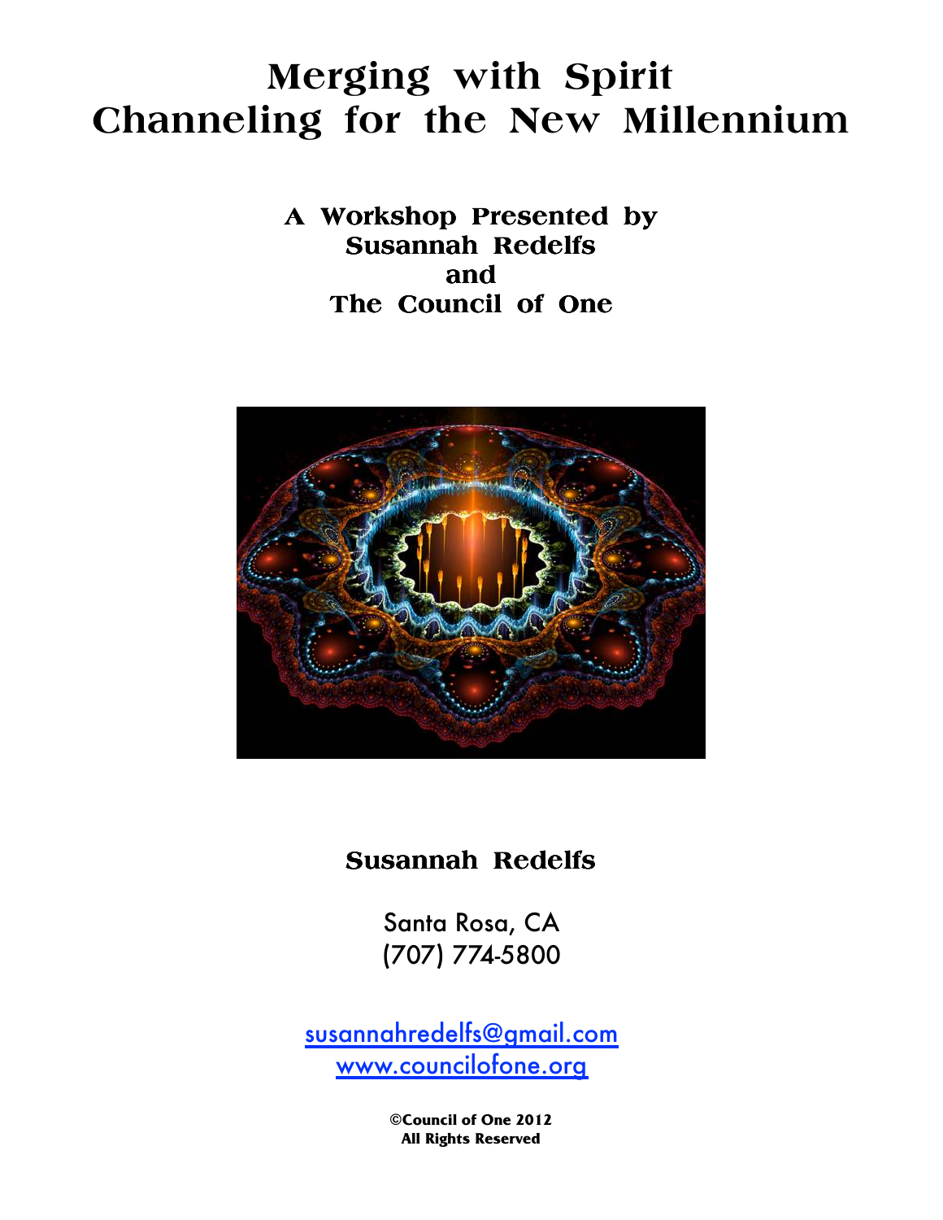# Merging with Spirit
# Channeling for the New Millennium

**A Workshop Presented by**
**Susannah Redelfs**
**and**
**The Council of One**

**Susannah Redelfs**

Santa Rosa, CA
(707) 774-5800

susannahredelfs@gmail.com
www.councilofone.org

**©Council of One 2012**
**All Rights Reserved**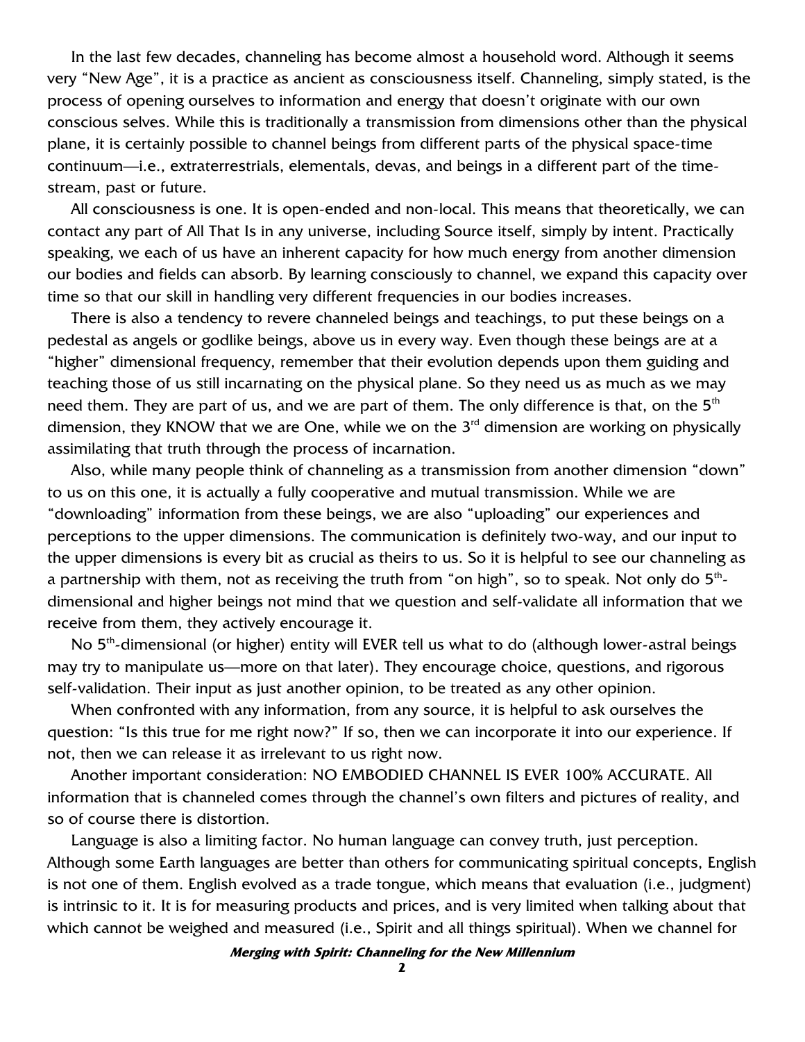In the last few decades, channeling has become almost a household word. Although it seems very "New Age", it is a practice as ancient as consciousness itself. Channeling, simply stated, is the process of opening ourselves to information and energy that doesn't originate with our own conscious selves. While this is traditionally a transmission from dimensions other than the physical plane, it is certainly possible to channel beings from different parts of the physical space-time continuum—i.e., extraterrestrials, elementals, devas, and beings in a different part of the time-stream, past or future.

All consciousness is one. It is open-ended and non-local. This means that theoretically, we can contact any part of All That Is in any universe, including Source itself, simply by intent. Practically speaking, we each of us have an inherent capacity for how much energy from another dimension our bodies and fields can absorb. By learning consciously to channel, we expand this capacity over time so that our skill in handling very different frequencies in our bodies increases.

There is also a tendency to revere channeled beings and teachings, to put these beings on a pedestal as angels or godlike beings, above us in every way. Even though these beings are at a "higher" dimensional frequency, remember that their evolution depends upon them guiding and teaching those of us still incarnating on the physical plane. So they need us as much as we may need them. They are part of us, and we are part of them. The only difference is that, on the 5th dimension, they KNOW that we are One, while we on the 3rd dimension are working on physically assimilating that truth through the process of incarnation.

Also, while many people think of channeling as a transmission from another dimension "down" to us on this one, it is actually a fully cooperative and mutual transmission. While we are "downloading" information from these beings, we are also "uploading" our experiences and perceptions to the upper dimensions. The communication is definitely two-way, and our input to the upper dimensions is every bit as crucial as theirs to us. So it is helpful to see our channeling as a partnership with them, not as receiving the truth from "on high", so to speak. Not only do 5th-dimensional and higher beings not mind that we question and self-validate all information that we receive from them, they actively encourage it.

No 5th-dimensional (or higher) entity will EVER tell us what to do (although lower-astral beings may try to manipulate us—more on that later). They encourage choice, questions, and rigorous self-validation. Their input as just another opinion, to be treated as any other opinion.

When confronted with any information, from any source, it is helpful to ask ourselves the question: "Is this true for me right now?" If so, then we can incorporate it into our experience. If not, then we can release it as irrelevant to us right now.

Another important consideration: NO EMBODIED CHANNEL IS EVER 100% ACCURATE. All information that is channeled comes through the channel's own filters and pictures of reality, and so of course there is distortion.

Language is also a limiting factor. No human language can convey truth, just perception. Although some Earth languages are better than others for communicating spiritual concepts, English is not one of them. English evolved as a trade tongue, which means that evaluation (i.e., judgment) is intrinsic to it. It is for measuring products and prices, and is very limited when talking about that which cannot be weighed and measured (i.e., Spirit and all things spiritual). When we channel for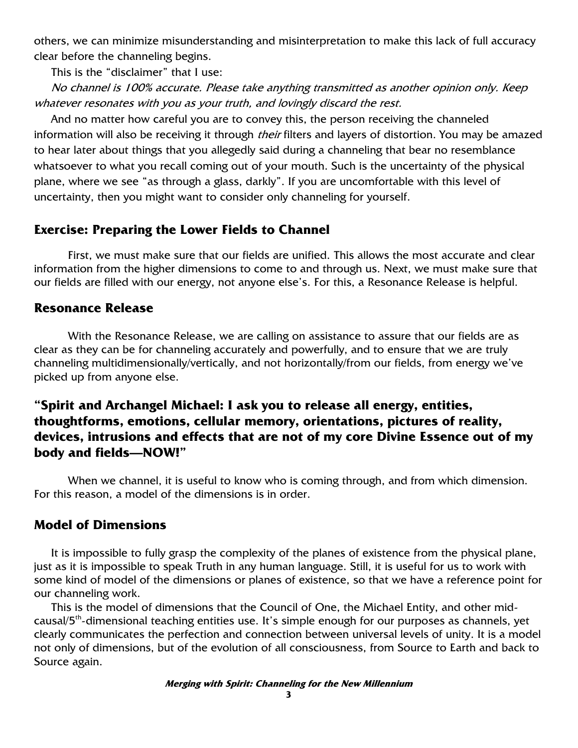others, we can minimize misunderstanding and misinterpretation to make this lack of full accuracy clear before the channeling begins.

This is the "disclaimer" that I use:

*No channel is 100% accurate. Please take anything transmitted as another opinion only. Keep whatever resonates with you as your truth, and lovingly discard the rest.*

And no matter how careful you are to convey this, the person receiving the channeled information will also be receiving it through *their* filters and layers of distortion. You may be amazed to hear later about things that you allegedly said during a channeling that bear no resemblance whatsoever to what you recall coming out of your mouth. Such is the uncertainty of the physical plane, where we see "as through a glass, darkly". If you are uncomfortable with this level of uncertainty, then you might want to consider only channeling for yourself.

## Exercise: Preparing the Lower Fields to Channel

First, we must make sure that our fields are unified. This allows the most accurate and clear information from the higher dimensions to come to and through us. Next, we must make sure that our fields are filled with our energy, not anyone else's. For this, a Resonance Release is helpful.

## Resonance Release

With the Resonance Release, we are calling on assistance to assure that our fields are as clear as they can be for channeling accurately and powerfully, and to ensure that we are truly channeling multidimensionally/vertically, and not horizontally/from our fields, from energy we've picked up from anyone else.

**"Spirit and Archangel Michael: I ask you to release all energy, entities, thoughtforms, emotions, cellular memory, orientations, pictures of reality, devices, intrusions and effects that are not of my core Divine Essence out of my body and fields—NOW!"**

When we channel, it is useful to know who is coming through, and from which dimension. For this reason, a model of the dimensions is in order.

## Model of Dimensions

It is impossible to fully grasp the complexity of the planes of existence from the physical plane, just as it is impossible to speak Truth in any human language. Still, it is useful for us to work with some kind of model of the dimensions or planes of existence, so that we have a reference point for our channeling work.

This is the model of dimensions that the Council of One, the Michael Entity, and other mid-causal/5th-dimensional teaching entities use. It's simple enough for our purposes as channels, yet clearly communicates the perfection and connection between universal levels of unity. It is a model not only of dimensions, but of the evolution of all consciousness, from Source to Earth and back to Source again.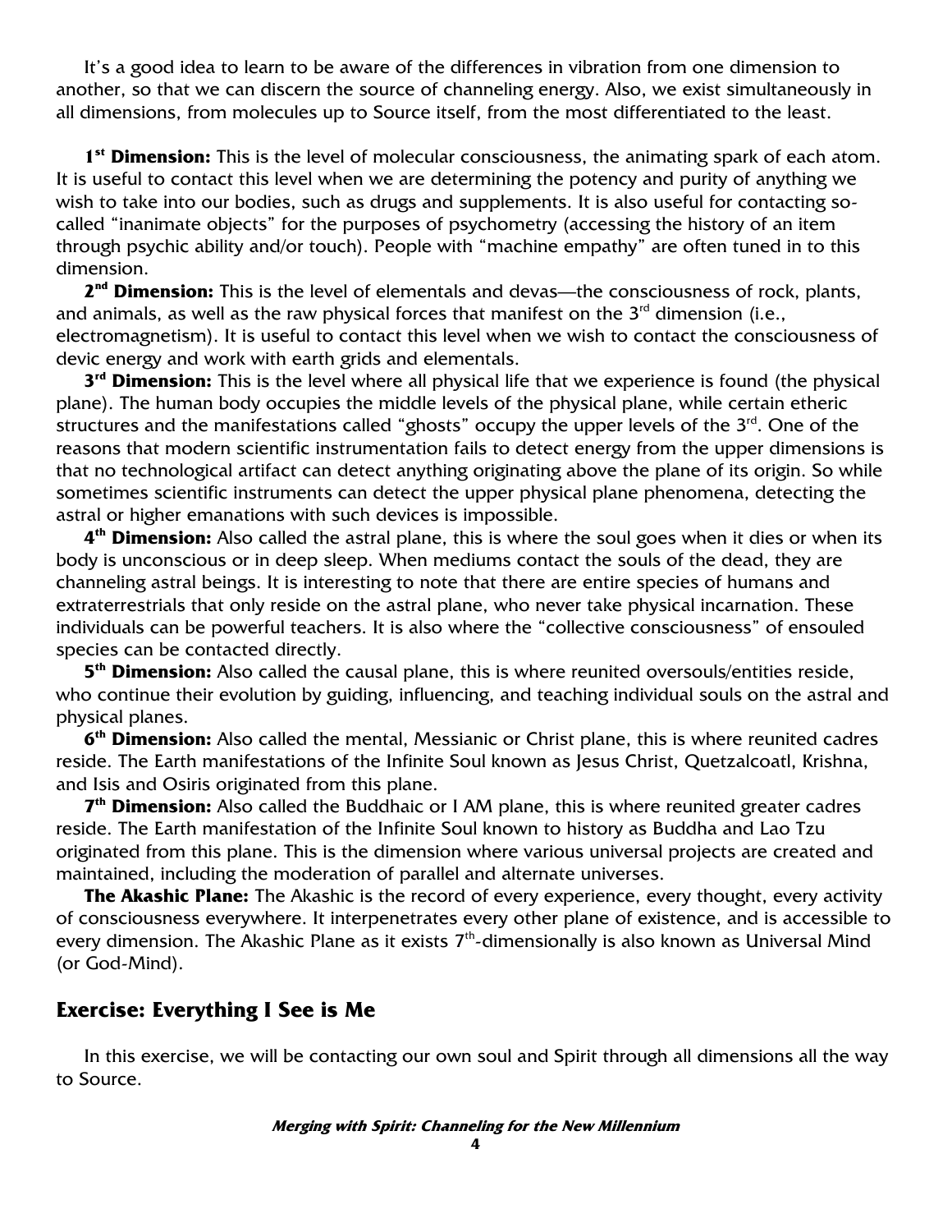It's a good idea to learn to be aware of the differences in vibration from one dimension to another, so that we can discern the source of channeling energy. Also, we exist simultaneously in all dimensions, from molecules up to Source itself, from the most differentiated to the least.

**1st Dimension:** This is the level of molecular consciousness, the animating spark of each atom. It is useful to contact this level when we are determining the potency and purity of anything we wish to take into our bodies, such as drugs and supplements. It is also useful for contacting so-called "inanimate objects" for the purposes of psychometry (accessing the history of an item through psychic ability and/or touch). People with "machine empathy" are often tuned in to this dimension.

**2nd Dimension:** This is the level of elementals and devas—the consciousness of rock, plants, and animals, as well as the raw physical forces that manifest on the 3rd dimension (i.e., electromagnetism). It is useful to contact this level when we wish to contact the consciousness of devic energy and work with earth grids and elementals.

**3rd Dimension:** This is the level where all physical life that we experience is found (the physical plane). The human body occupies the middle levels of the physical plane, while certain etheric structures and the manifestations called "ghosts" occupy the upper levels of the 3rd. One of the reasons that modern scientific instrumentation fails to detect energy from the upper dimensions is that no technological artifact can detect anything originating above the plane of its origin. So while sometimes scientific instruments can detect the upper physical plane phenomena, detecting the astral or higher emanations with such devices is impossible.

**4th Dimension:** Also called the astral plane, this is where the soul goes when it dies or when its body is unconscious or in deep sleep. When mediums contact the souls of the dead, they are channeling astral beings. It is interesting to note that there are entire species of humans and extraterrestrials that only reside on the astral plane, who never take physical incarnation. These individuals can be powerful teachers. It is also where the "collective consciousness" of ensouled species can be contacted directly.

**5th Dimension:** Also called the causal plane, this is where reunited oversouls/entities reside, who continue their evolution by guiding, influencing, and teaching individual souls on the astral and physical planes.

**6th Dimension:** Also called the mental, Messianic or Christ plane, this is where reunited cadres reside. The Earth manifestations of the Infinite Soul known as Jesus Christ, Quetzalcoatl, Krishna, and Isis and Osiris originated from this plane.

**7th Dimension:** Also called the Buddhaic or I AM plane, this is where reunited greater cadres reside. The Earth manifestation of the Infinite Soul known to history as Buddha and Lao Tzu originated from this plane. This is the dimension where various universal projects are created and maintained, including the moderation of parallel and alternate universes.

**The Akashic Plane:** The Akashic is the record of every experience, every thought, every activity of consciousness everywhere. It interpenetrates every other plane of existence, and is accessible to every dimension. The Akashic Plane as it exists 7th-dimensionally is also known as Universal Mind (or God-Mind).

## Exercise: Everything I See is Me

In this exercise, we will be contacting our own soul and Spirit through all dimensions all the way to Source.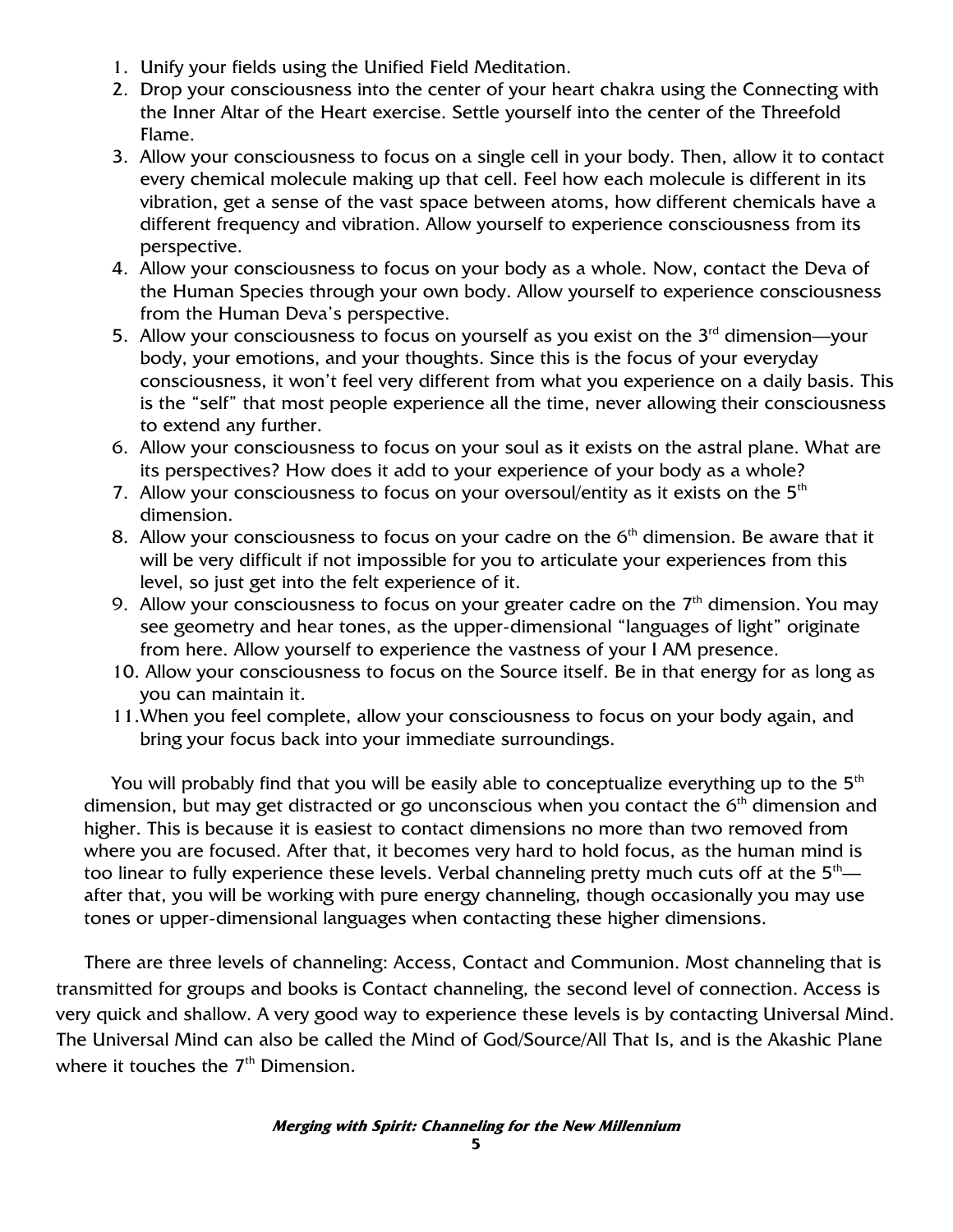1. Unify your fields using the Unified Field Meditation.
2. Drop your consciousness into the center of your heart chakra using the Connecting with the Inner Altar of the Heart exercise. Settle yourself into the center of the Threefold Flame.
3. Allow your consciousness to focus on a single cell in your body. Then, allow it to contact every chemical molecule making up that cell. Feel how each molecule is different in its vibration, get a sense of the vast space between atoms, how different chemicals have a different frequency and vibration. Allow yourself to experience consciousness from its perspective.
4. Allow your consciousness to focus on your body as a whole. Now, contact the Deva of the Human Species through your own body. Allow yourself to experience consciousness from the Human Deva's perspective.
5. Allow your consciousness to focus on yourself as you exist on the 3rd dimension—your body, your emotions, and your thoughts. Since this is the focus of your everyday consciousness, it won't feel very different from what you experience on a daily basis. This is the "self" that most people experience all the time, never allowing their consciousness to extend any further.
6. Allow your consciousness to focus on your soul as it exists on the astral plane. What are its perspectives? How does it add to your experience of your body as a whole?
7. Allow your consciousness to focus on your oversoul/entity as it exists on the 5th dimension.
8. Allow your consciousness to focus on your cadre on the 6th dimension. Be aware that it will be very difficult if not impossible for you to articulate your experiences from this level, so just get into the felt experience of it.
9. Allow your consciousness to focus on your greater cadre on the 7th dimension. You may see geometry and hear tones, as the upper-dimensional "languages of light" originate from here. Allow yourself to experience the vastness of your I AM presence.
10. Allow your consciousness to focus on the Source itself. Be in that energy for as long as you can maintain it.
11. When you feel complete, allow your consciousness to focus on your body again, and bring your focus back into your immediate surroundings.

You will probably find that you will be easily able to conceptualize everything up to the 5th dimension, but may get distracted or go unconscious when you contact the 6th dimension and higher. This is because it is easiest to contact dimensions no more than two removed from where you are focused. After that, it becomes very hard to hold focus, as the human mind is too linear to fully experience these levels. Verbal channeling pretty much cuts off at the 5th—after that, you will be working with pure energy channeling, though occasionally you may use tones or upper-dimensional languages when contacting these higher dimensions.

There are three levels of channeling: Access, Contact and Communion. Most channeling that is transmitted for groups and books is Contact channeling, the second level of connection. Access is very quick and shallow. A very good way to experience these levels is by contacting Universal Mind. The Universal Mind can also be called the Mind of God/Source/All That Is, and is the Akashic Plane where it touches the 7th Dimension.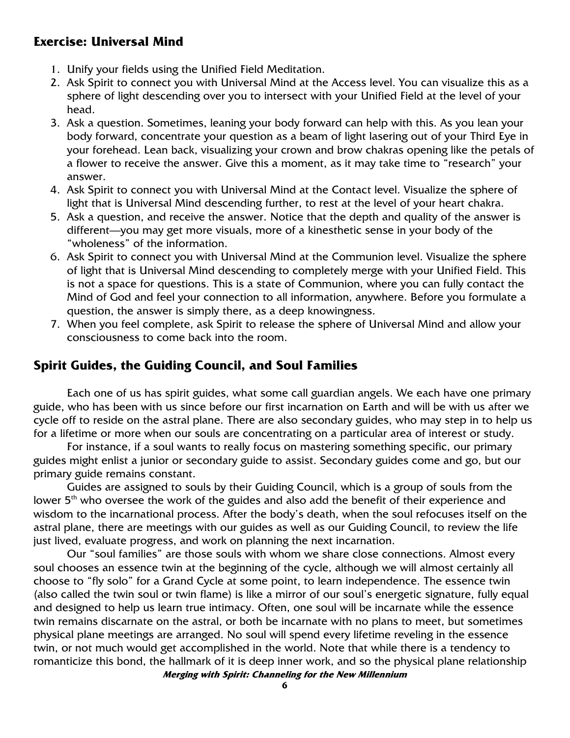## Exercise: Universal Mind

1. Unify your fields using the Unified Field Meditation.
2. Ask Spirit to connect you with Universal Mind at the Access level. You can visualize this as a sphere of light descending over you to intersect with your Unified Field at the level of your head.
3. Ask a question. Sometimes, leaning your body forward can help with this. As you lean your body forward, concentrate your question as a beam of light lasering out of your Third Eye in your forehead. Lean back, visualizing your crown and brow chakras opening like the petals of a flower to receive the answer. Give this a moment, as it may take time to "research" your answer.
4. Ask Spirit to connect you with Universal Mind at the Contact level. Visualize the sphere of light that is Universal Mind descending further, to rest at the level of your heart chakra.
5. Ask a question, and receive the answer. Notice that the depth and quality of the answer is different—you may get more visuals, more of a kinesthetic sense in your body of the "wholeness" of the information.
6. Ask Spirit to connect you with Universal Mind at the Communion level. Visualize the sphere of light that is Universal Mind descending to completely merge with your Unified Field. This is not a space for questions. This is a state of Communion, where you can fully contact the Mind of God and feel your connection to all information, anywhere. Before you formulate a question, the answer is simply there, as a deep knowingness.
7. When you feel complete, ask Spirit to release the sphere of Universal Mind and allow your consciousness to come back into the room.

## Spirit Guides, the Guiding Council, and Soul Families

Each one of us has spirit guides, what some call guardian angels. We each have one primary guide, who has been with us since before our first incarnation on Earth and will be with us after we cycle off to reside on the astral plane. There are also secondary guides, who may step in to help us for a lifetime or more when our souls are concentrating on a particular area of interest or study.

For instance, if a soul wants to really focus on mastering something specific, our primary guides might enlist a junior or secondary guide to assist. Secondary guides come and go, but our primary guide remains constant.

Guides are assigned to souls by their Guiding Council, which is a group of souls from the lower 5th who oversee the work of the guides and also add the benefit of their experience and wisdom to the incarnational process. After the body's death, when the soul refocuses itself on the astral plane, there are meetings with our guides as well as our Guiding Council, to review the life just lived, evaluate progress, and work on planning the next incarnation.

Our "soul families" are those souls with whom we share close connections. Almost every soul chooses an essence twin at the beginning of the cycle, although we will almost certainly all choose to "fly solo" for a Grand Cycle at some point, to learn independence. The essence twin (also called the twin soul or twin flame) is like a mirror of our soul's energetic signature, fully equal and designed to help us learn true intimacy. Often, one soul will be incarnate while the essence twin remains discarnate on the astral, or both be incarnate with no plans to meet, but sometimes physical plane meetings are arranged. No soul will spend every lifetime reveling in the essence twin, or not much would get accomplished in the world. Note that while there is a tendency to romanticize this bond, the hallmark of it is deep inner work, and so the physical plane relationship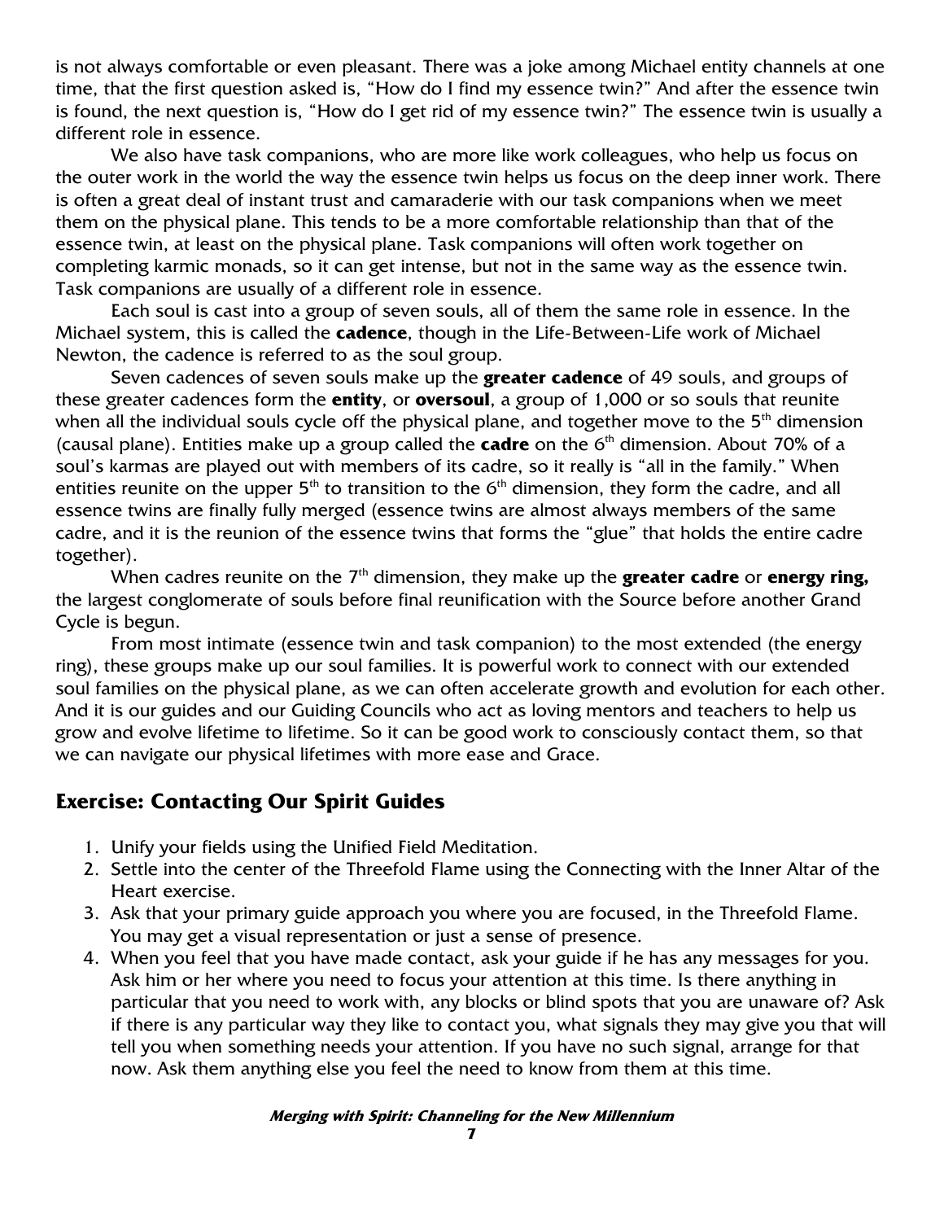is not always comfortable or even pleasant. There was a joke among Michael entity channels at one time, that the first question asked is, "How do I find my essence twin?" And after the essence twin is found, the next question is, "How do I get rid of my essence twin?" The essence twin is usually a different role in essence.

We also have task companions, who are more like work colleagues, who help us focus on the outer work in the world the way the essence twin helps us focus on the deep inner work. There is often a great deal of instant trust and camaraderie with our task companions when we meet them on the physical plane. This tends to be a more comfortable relationship than that of the essence twin, at least on the physical plane. Task companions will often work together on completing karmic monads, so it can get intense, but not in the same way as the essence twin. Task companions are usually of a different role in essence.

Each soul is cast into a group of seven souls, all of them the same role in essence. In the Michael system, this is called the **cadence**, though in the Life-Between-Life work of Michael Newton, the cadence is referred to as the soul group.

Seven cadences of seven souls make up the **greater cadence** of 49 souls, and groups of these greater cadences form the **entity**, or **oversoul**, a group of 1,000 or so souls that reunite when all the individual souls cycle off the physical plane, and together move to the 5th dimension (causal plane). Entities make up a group called the **cadre** on the 6th dimension. About 70% of a soul's karmas are played out with members of its cadre, so it really is "all in the family." When entities reunite on the upper 5th to transition to the 6th dimension, they form the cadre, and all essence twins are finally fully merged (essence twins are almost always members of the same cadre, and it is the reunion of the essence twins that forms the "glue" that holds the entire cadre together).

When cadres reunite on the 7th dimension, they make up the **greater cadre** or **energy ring,** the largest conglomerate of souls before final reunification with the Source before another Grand Cycle is begun.

From most intimate (essence twin and task companion) to the most extended (the energy ring), these groups make up our soul families. It is powerful work to connect with our extended soul families on the physical plane, as we can often accelerate growth and evolution for each other. And it is our guides and our Guiding Councils who act as loving mentors and teachers to help us grow and evolve lifetime to lifetime. So it can be good work to consciously contact them, so that we can navigate our physical lifetimes with more ease and Grace.

## Exercise: Contacting Our Spirit Guides

1. Unify your fields using the Unified Field Meditation.
2. Settle into the center of the Threefold Flame using the Connecting with the Inner Altar of the Heart exercise.
3. Ask that your primary guide approach you where you are focused, in the Threefold Flame. You may get a visual representation or just a sense of presence.
4. When you feel that you have made contact, ask your guide if he has any messages for you. Ask him or her where you need to focus your attention at this time. Is there anything in particular that you need to work with, any blocks or blind spots that you are unaware of? Ask if there is any particular way they like to contact you, what signals they may give you that will tell you when something needs your attention. If you have no such signal, arrange for that now. Ask them anything else you feel the need to know from them at this time.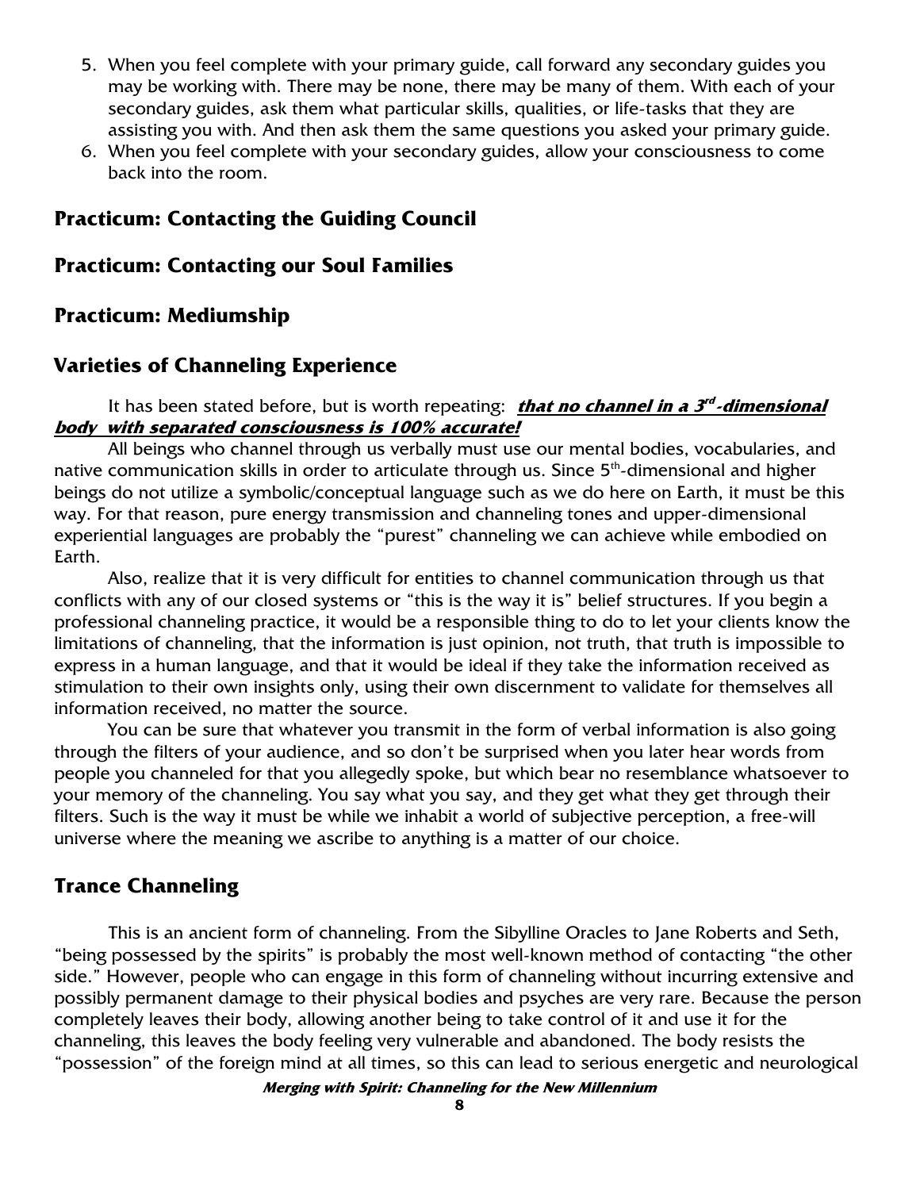5. When you feel complete with your primary guide, call forward any secondary guides you may be working with. There may be none, there may be many of them. With each of your secondary guides, ask them what particular skills, qualities, or life-tasks that they are assisting you with. And then ask them the same questions you asked your primary guide.
6. When you feel complete with your secondary guides, allow your consciousness to come back into the room.

## Practicum: Contacting the Guiding Council

## Practicum: Contacting our Soul Families

## Practicum: Mediumship

## Varieties of Channeling Experience

It has been stated before, but is worth repeating: ***that no channel in a 3rd-dimensional body with separated consciousness is 100% accurate!***

All beings who channel through us verbally must use our mental bodies, vocabularies, and native communication skills in order to articulate through us. Since 5th-dimensional and higher beings do not utilize a symbolic/conceptual language such as we do here on Earth, it must be this way. For that reason, pure energy transmission and channeling tones and upper-dimensional experiential languages are probably the "purest" channeling we can achieve while embodied on Earth.

Also, realize that it is very difficult for entities to channel communication through us that conflicts with any of our closed systems or "this is the way it is" belief structures. If you begin a professional channeling practice, it would be a responsible thing to do to let your clients know the limitations of channeling, that the information is just opinion, not truth, that truth is impossible to express in a human language, and that it would be ideal if they take the information received as stimulation to their own insights only, using their own discernment to validate for themselves all information received, no matter the source.

You can be sure that whatever you transmit in the form of verbal information is also going through the filters of your audience, and so don't be surprised when you later hear words from people you channeled for that you allegedly spoke, but which bear no resemblance whatsoever to your memory of the channeling. You say what you say, and they get what they get through their filters. Such is the way it must be while we inhabit a world of subjective perception, a free-will universe where the meaning we ascribe to anything is a matter of our choice.

## Trance Channeling

This is an ancient form of channeling. From the Sibylline Oracles to Jane Roberts and Seth, "being possessed by the spirits" is probably the most well-known method of contacting "the other side." However, people who can engage in this form of channeling without incurring extensive and possibly permanent damage to their physical bodies and psyches are very rare. Because the person completely leaves their body, allowing another being to take control of it and use it for the channeling, this leaves the body feeling very vulnerable and abandoned. The body resists the "possession" of the foreign mind at all times, so this can lead to serious energetic and neurological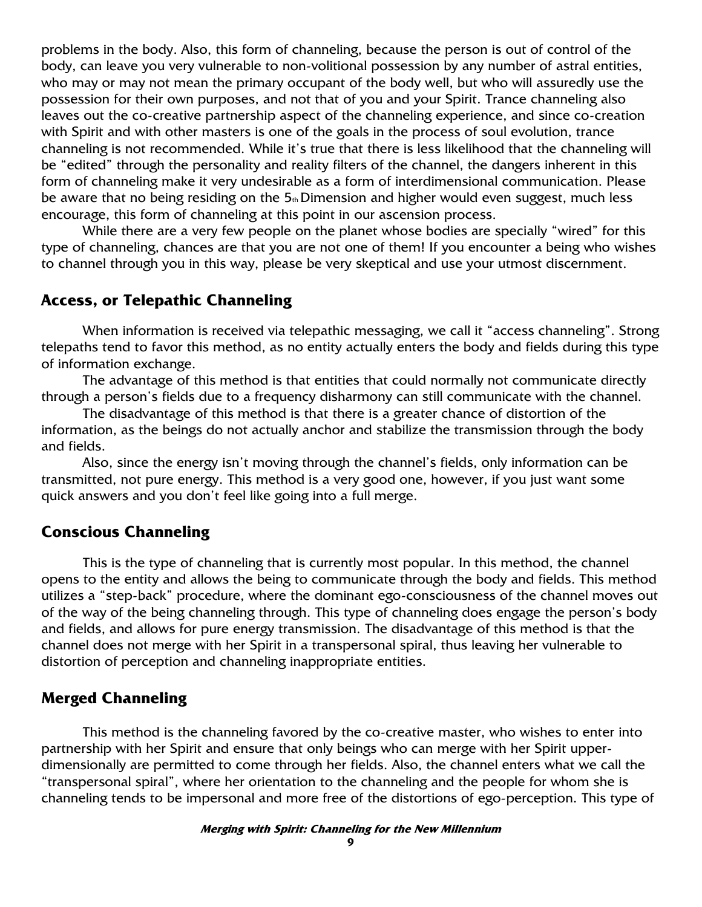problems in the body. Also, this form of channeling, because the person is out of control of the body, can leave you very vulnerable to non-volitional possession by any number of astral entities, who may or may not mean the primary occupant of the body well, but who will assuredly use the possession for their own purposes, and not that of you and your Spirit. Trance channeling also leaves out the co-creative partnership aspect of the channeling experience, and since co-creation with Spirit and with other masters is one of the goals in the process of soul evolution, trance channeling is not recommended. While it's true that there is less likelihood that the channeling will be "edited" through the personality and reality filters of the channel, the dangers inherent in this form of channeling make it very undesirable as a form of interdimensional communication. Please be aware that no being residing on the 5th Dimension and higher would even suggest, much less encourage, this form of channeling at this point in our ascension process.

While there are a very few people on the planet whose bodies are specially "wired" for this type of channeling, chances are that you are not one of them! If you encounter a being who wishes to channel through you in this way, please be very skeptical and use your utmost discernment.

## Access, or Telepathic Channeling

When information is received via telepathic messaging, we call it "access channeling". Strong telepaths tend to favor this method, as no entity actually enters the body and fields during this type of information exchange.

The advantage of this method is that entities that could normally not communicate directly through a person's fields due to a frequency disharmony can still communicate with the channel.

The disadvantage of this method is that there is a greater chance of distortion of the information, as the beings do not actually anchor and stabilize the transmission through the body and fields.

Also, since the energy isn't moving through the channel's fields, only information can be transmitted, not pure energy. This method is a very good one, however, if you just want some quick answers and you don't feel like going into a full merge.

## Conscious Channeling

This is the type of channeling that is currently most popular. In this method, the channel opens to the entity and allows the being to communicate through the body and fields. This method utilizes a "step-back" procedure, where the dominant ego-consciousness of the channel moves out of the way of the being channeling through. This type of channeling does engage the person's body and fields, and allows for pure energy transmission. The disadvantage of this method is that the channel does not merge with her Spirit in a transpersonal spiral, thus leaving her vulnerable to distortion of perception and channeling inappropriate entities.

## Merged Channeling

This method is the channeling favored by the co-creative master, who wishes to enter into partnership with her Spirit and ensure that only beings who can merge with her Spirit upper-dimensionally are permitted to come through her fields. Also, the channel enters what we call the "transpersonal spiral", where her orientation to the channeling and the people for whom she is channeling tends to be impersonal and more free of the distortions of ego-perception. This type of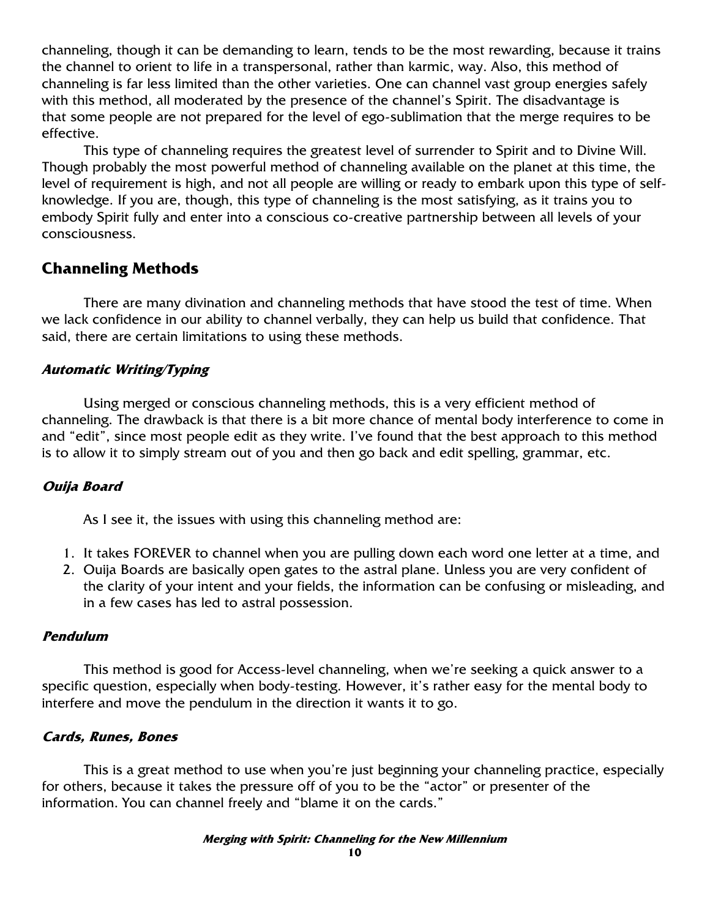channeling, though it can be demanding to learn, tends to be the most rewarding, because it trains the channel to orient to life in a transpersonal, rather than karmic, way. Also, this method of channeling is far less limited than the other varieties. One can channel vast group energies safely with this method, all moderated by the presence of the channel's Spirit. The disadvantage is that some people are not prepared for the level of ego-sublimation that the merge requires to be effective.

This type of channeling requires the greatest level of surrender to Spirit and to Divine Will. Though probably the most powerful method of channeling available on the planet at this time, the level of requirement is high, and not all people are willing or ready to embark upon this type of self-knowledge. If you are, though, this type of channeling is the most satisfying, as it trains you to embody Spirit fully and enter into a conscious co-creative partnership between all levels of your consciousness.

## Channeling Methods

There are many divination and channeling methods that have stood the test of time. When we lack confidence in our ability to channel verbally, they can help us build that confidence. That said, there are certain limitations to using these methods.

### *Automatic Writing/Typing*

Using merged or conscious channeling methods, this is a very efficient method of channeling. The drawback is that there is a bit more chance of mental body interference to come in and "edit", since most people edit as they write. I've found that the best approach to this method is to allow it to simply stream out of you and then go back and edit spelling, grammar, etc.

### *Ouija Board*

As I see it, the issues with using this channeling method are:

1. It takes FOREVER to channel when you are pulling down each word one letter at a time, and
2. Ouija Boards are basically open gates to the astral plane. Unless you are very confident of the clarity of your intent and your fields, the information can be confusing or misleading, and in a few cases has led to astral possession.

### *Pendulum*

This method is good for Access-level channeling, when we're seeking a quick answer to a specific question, especially when body-testing. However, it's rather easy for the mental body to interfere and move the pendulum in the direction it wants it to go.

### *Cards, Runes, Bones*

This is a great method to use when you're just beginning your channeling practice, especially for others, because it takes the pressure off of you to be the "actor" or presenter of the information. You can channel freely and "blame it on the cards."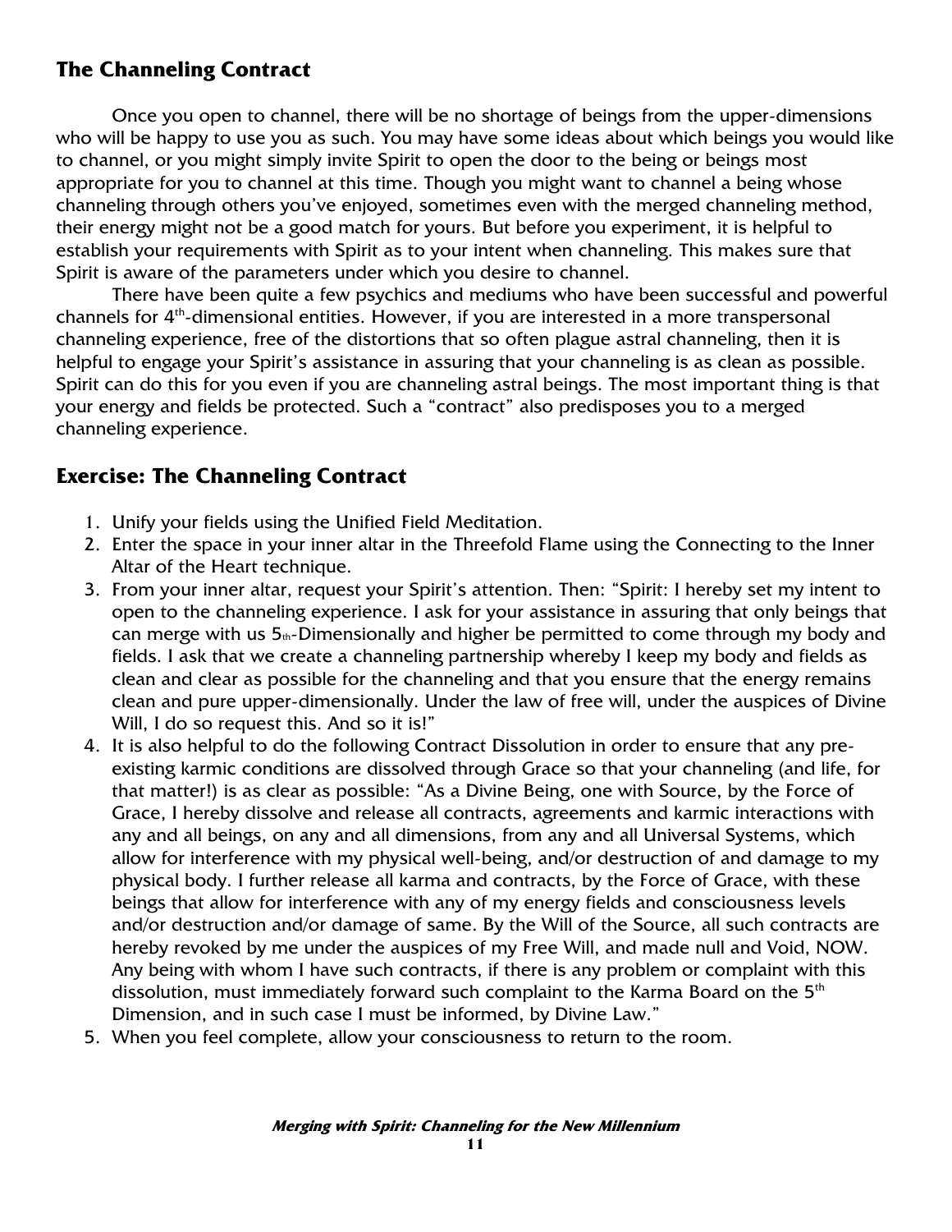## The Channeling Contract

Once you open to channel, there will be no shortage of beings from the upper-dimensions who will be happy to use you as such. You may have some ideas about which beings you would like to channel, or you might simply invite Spirit to open the door to the being or beings most appropriate for you to channel at this time. Though you might want to channel a being whose channeling through others you've enjoyed, sometimes even with the merged channeling method, their energy might not be a good match for yours. But before you experiment, it is helpful to establish your requirements with Spirit as to your intent when channeling. This makes sure that Spirit is aware of the parameters under which you desire to channel.

There have been quite a few psychics and mediums who have been successful and powerful channels for 4th-dimensional entities. However, if you are interested in a more transpersonal channeling experience, free of the distortions that so often plague astral channeling, then it is helpful to engage your Spirit's assistance in assuring that your channeling is as clean as possible. Spirit can do this for you even if you are channeling astral beings. The most important thing is that your energy and fields be protected. Such a "contract" also predisposes you to a merged channeling experience.

## Exercise: The Channeling Contract

1. Unify your fields using the Unified Field Meditation.
2. Enter the space in your inner altar in the Threefold Flame using the Connecting to the Inner Altar of the Heart technique.
3. From your inner altar, request your Spirit's attention. Then: "Spirit: I hereby set my intent to open to the channeling experience. I ask for your assistance in assuring that only beings that can merge with us 5th-Dimensionally and higher be permitted to come through my body and fields. I ask that we create a channeling partnership whereby I keep my body and fields as clean and clear as possible for the channeling and that you ensure that the energy remains clean and pure upper-dimensionally. Under the law of free will, under the auspices of Divine Will, I do so request this. And so it is!"
4. It is also helpful to do the following Contract Dissolution in order to ensure that any pre-existing karmic conditions are dissolved through Grace so that your channeling (and life, for that matter!) is as clear as possible: "As a Divine Being, one with Source, by the Force of Grace, I hereby dissolve and release all contracts, agreements and karmic interactions with any and all beings, on any and all dimensions, from any and all Universal Systems, which allow for interference with my physical well-being, and/or destruction of and damage to my physical body. I further release all karma and contracts, by the Force of Grace, with these beings that allow for interference with any of my energy fields and consciousness levels and/or destruction and/or damage of same. By the Will of the Source, all such contracts are hereby revoked by me under the auspices of my Free Will, and made null and Void, NOW. Any being with whom I have such contracts, if there is any problem or complaint with this dissolution, must immediately forward such complaint to the Karma Board on the 5th Dimension, and in such case I must be informed, by Divine Law."
5. When you feel complete, allow your consciousness to return to the room.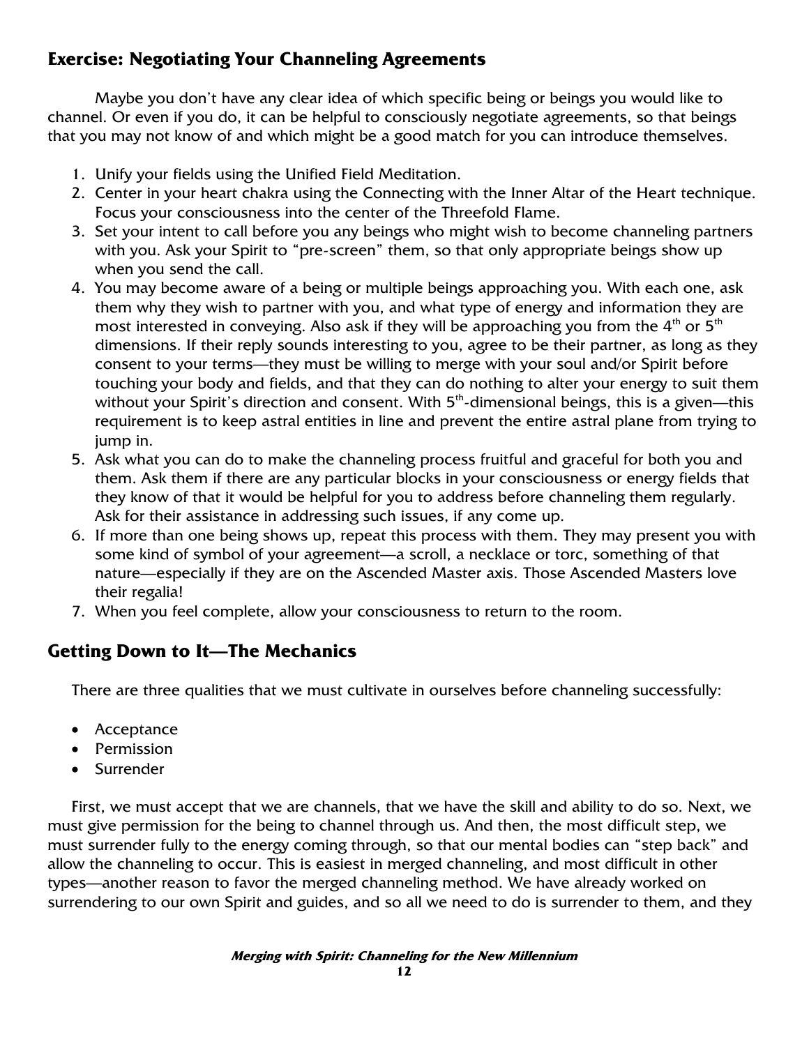## Exercise: Negotiating Your Channeling Agreements

Maybe you don't have any clear idea of which specific being or beings you would like to channel. Or even if you do, it can be helpful to consciously negotiate agreements, so that beings that you may not know of and which might be a good match for you can introduce themselves.

1. Unify your fields using the Unified Field Meditation.
2. Center in your heart chakra using the Connecting with the Inner Altar of the Heart technique. Focus your consciousness into the center of the Threefold Flame.
3. Set your intent to call before you any beings who might wish to become channeling partners with you. Ask your Spirit to "pre-screen" them, so that only appropriate beings show up when you send the call.
4. You may become aware of a being or multiple beings approaching you. With each one, ask them why they wish to partner with you, and what type of energy and information they are most interested in conveying. Also ask if they will be approaching you from the 4th or 5th dimensions. If their reply sounds interesting to you, agree to be their partner, as long as they consent to your terms—they must be willing to merge with your soul and/or Spirit before touching your body and fields, and that they can do nothing to alter your energy to suit them without your Spirit's direction and consent. With 5th-dimensional beings, this is a given—this requirement is to keep astral entities in line and prevent the entire astral plane from trying to jump in.
5. Ask what you can do to make the channeling process fruitful and graceful for both you and them. Ask them if there are any particular blocks in your consciousness or energy fields that they know of that it would be helpful for you to address before channeling them regularly. Ask for their assistance in addressing such issues, if any come up.
6. If more than one being shows up, repeat this process with them. They may present you with some kind of symbol of your agreement—a scroll, a necklace or torc, something of that nature—especially if they are on the Ascended Master axis. Those Ascended Masters love their regalia!
7. When you feel complete, allow your consciousness to return to the room.

## Getting Down to It—The Mechanics

There are three qualities that we must cultivate in ourselves before channeling successfully:

- Acceptance
- Permission
- Surrender

First, we must accept that we are channels, that we have the skill and ability to do so. Next, we must give permission for the being to channel through us. And then, the most difficult step, we must surrender fully to the energy coming through, so that our mental bodies can "step back" and allow the channeling to occur. This is easiest in merged channeling, and most difficult in other types—another reason to favor the merged channeling method. We have already worked on surrendering to our own Spirit and guides, and so all we need to do is surrender to them, and they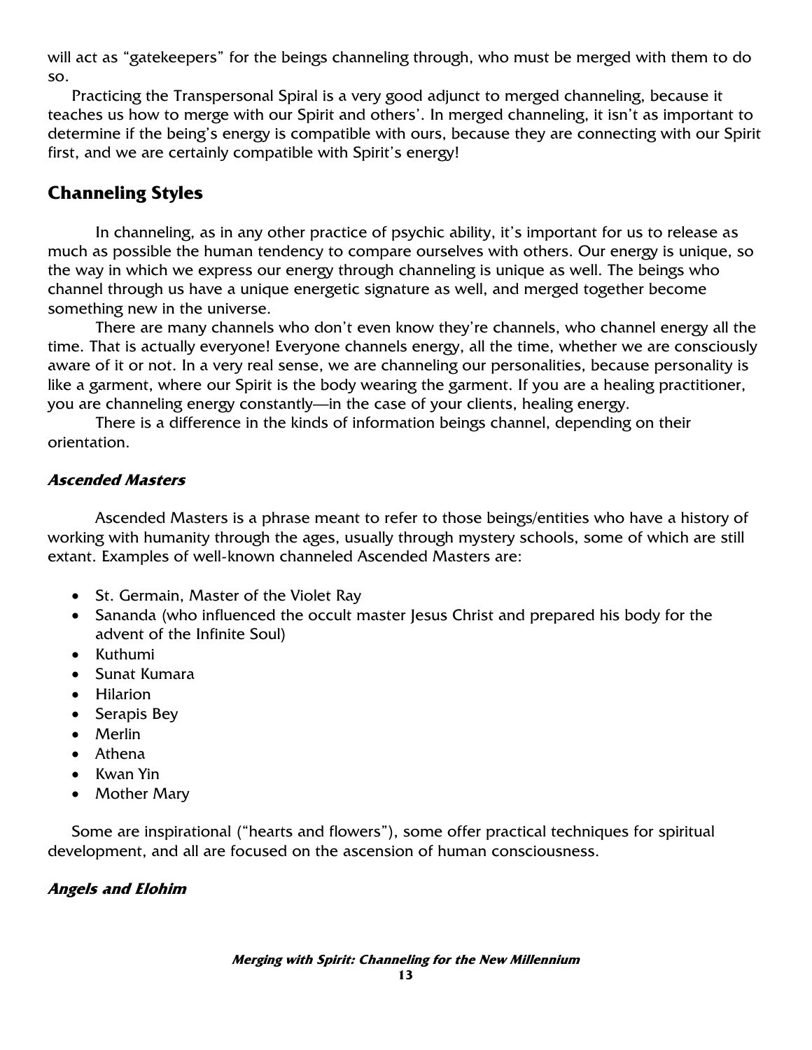will act as "gatekeepers" for the beings channeling through, who must be merged with them to do so.

Practicing the Transpersonal Spiral is a very good adjunct to merged channeling, because it teaches us how to merge with our Spirit and others'. In merged channeling, it isn't as important to determine if the being's energy is compatible with ours, because they are connecting with our Spirit first, and we are certainly compatible with Spirit's energy!

## Channeling Styles

In channeling, as in any other practice of psychic ability, it's important for us to release as much as possible the human tendency to compare ourselves with others. Our energy is unique, so the way in which we express our energy through channeling is unique as well. The beings who channel through us have a unique energetic signature as well, and merged together become something new in the universe.

There are many channels who don't even know they're channels, who channel energy all the time. That is actually everyone! Everyone channels energy, all the time, whether we are consciously aware of it or not. In a very real sense, we are channeling our personalities, because personality is like a garment, where our Spirit is the body wearing the garment. If you are a healing practitioner, you are channeling energy constantly—in the case of your clients, healing energy.

There is a difference in the kinds of information beings channel, depending on their orientation.

### *Ascended Masters*

Ascended Masters is a phrase meant to refer to those beings/entities who have a history of working with humanity through the ages, usually through mystery schools, some of which are still extant. Examples of well-known channeled Ascended Masters are:

- St. Germain, Master of the Violet Ray
- Sananda (who influenced the occult master Jesus Christ and prepared his body for the advent of the Infinite Soul)
- Kuthumi
- Sunat Kumara
- Hilarion
- Serapis Bey
- Merlin
- Athena
- Kwan Yin
- Mother Mary

Some are inspirational ("hearts and flowers"), some offer practical techniques for spiritual development, and all are focused on the ascension of human consciousness.

### *Angels and Elohim*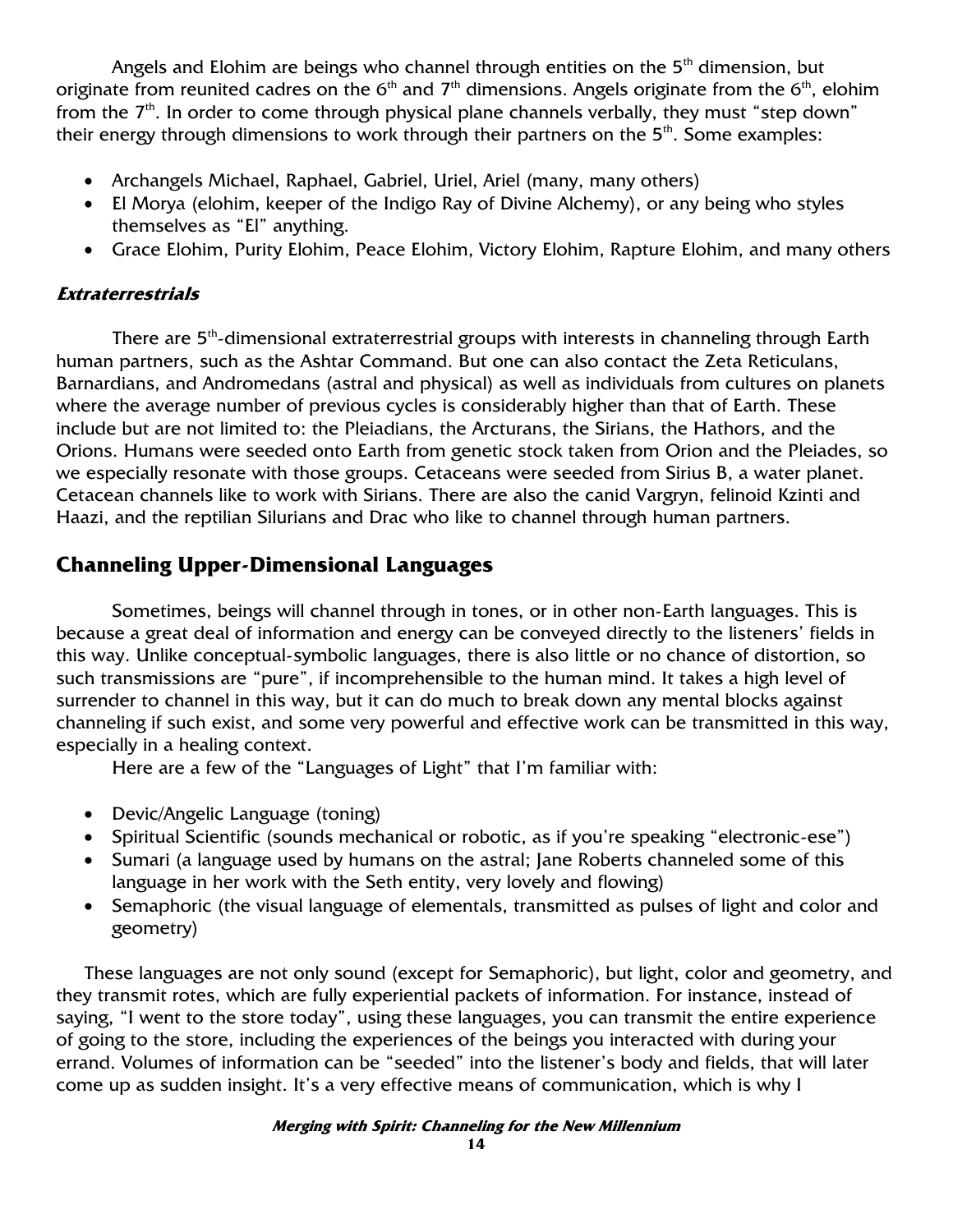Angels and Elohim are beings who channel through entities on the 5th dimension, but originate from reunited cadres on the 6th and 7th dimensions. Angels originate from the 6th, elohim from the 7th. In order to come through physical plane channels verbally, they must "step down" their energy through dimensions to work through their partners on the 5th. Some examples:

- Archangels Michael, Raphael, Gabriel, Uriel, Ariel (many, many others)
- El Morya (elohim, keeper of the Indigo Ray of Divine Alchemy), or any being who styles themselves as "El" anything.
- Grace Elohim, Purity Elohim, Peace Elohim, Victory Elohim, Rapture Elohim, and many others

***Extraterrestrials***

There are 5th-dimensional extraterrestrial groups with interests in channeling through Earth human partners, such as the Ashtar Command. But one can also contact the Zeta Reticulans, Barnardians, and Andromedans (astral and physical) as well as individuals from cultures on planets where the average number of previous cycles is considerably higher than that of Earth. These include but are not limited to: the Pleiadians, the Arcturans, the Sirians, the Hathors, and the Orions. Humans were seeded onto Earth from genetic stock taken from Orion and the Pleiades, so we especially resonate with those groups. Cetaceans were seeded from Sirius B, a water planet. Cetacean channels like to work with Sirians. There are also the canid Vargryn, felinoid Kzinti and Haazi, and the reptilian Silurians and Drac who like to channel through human partners.

## Channeling Upper-Dimensional Languages

Sometimes, beings will channel through in tones, or in other non-Earth languages. This is because a great deal of information and energy can be conveyed directly to the listeners' fields in this way. Unlike conceptual-symbolic languages, there is also little or no chance of distortion, so such transmissions are "pure", if incomprehensible to the human mind. It takes a high level of surrender to channel in this way, but it can do much to break down any mental blocks against channeling if such exist, and some very powerful and effective work can be transmitted in this way, especially in a healing context.

Here are a few of the "Languages of Light" that I'm familiar with:

- Devic/Angelic Language (toning)
- Spiritual Scientific (sounds mechanical or robotic, as if you're speaking "electronic-ese")
- Sumari (a language used by humans on the astral; Jane Roberts channeled some of this language in her work with the Seth entity, very lovely and flowing)
- Semaphoric (the visual language of elementals, transmitted as pulses of light and color and geometry)

These languages are not only sound (except for Semaphoric), but light, color and geometry, and they transmit rotes, which are fully experiential packets of information. For instance, instead of saying, "I went to the store today", using these languages, you can transmit the entire experience of going to the store, including the experiences of the beings you interacted with during your errand. Volumes of information can be "seeded" into the listener's body and fields, that will later come up as sudden insight. It's a very effective means of communication, which is why I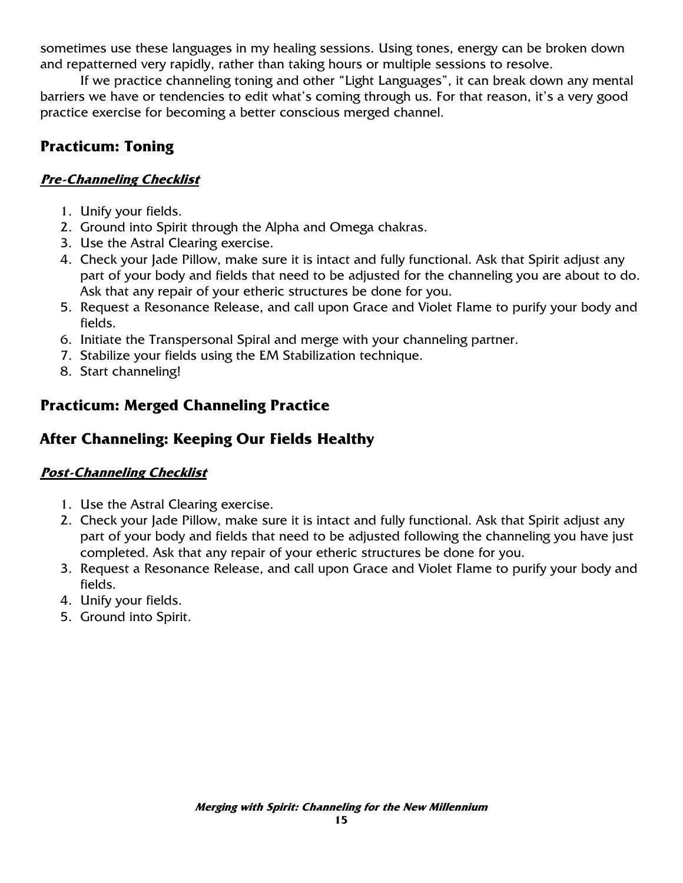sometimes use these languages in my healing sessions. Using tones, energy can be broken down and repatterned very rapidly, rather than taking hours or multiple sessions to resolve.

If we practice channeling toning and other "Light Languages", it can break down any mental barriers we have or tendencies to edit what's coming through us. For that reason, it's a very good practice exercise for becoming a better conscious merged channel.

## Practicum: Toning

### *Pre-Channeling Checklist*

1. Unify your fields.
2. Ground into Spirit through the Alpha and Omega chakras.
3. Use the Astral Clearing exercise.
4. Check your Jade Pillow, make sure it is intact and fully functional. Ask that Spirit adjust any part of your body and fields that need to be adjusted for the channeling you are about to do. Ask that any repair of your etheric structures be done for you.
5. Request a Resonance Release, and call upon Grace and Violet Flame to purify your body and fields.
6. Initiate the Transpersonal Spiral and merge with your channeling partner.
7. Stabilize your fields using the EM Stabilization technique.
8. Start channeling!

## Practicum: Merged Channeling Practice

## After Channeling: Keeping Our Fields Healthy

### *Post-Channeling Checklist*

1. Use the Astral Clearing exercise.
2. Check your Jade Pillow, make sure it is intact and fully functional. Ask that Spirit adjust any part of your body and fields that need to be adjusted following the channeling you have just completed. Ask that any repair of your etheric structures be done for you.
3. Request a Resonance Release, and call upon Grace and Violet Flame to purify your body and fields.
4. Unify your fields.
5. Ground into Spirit.